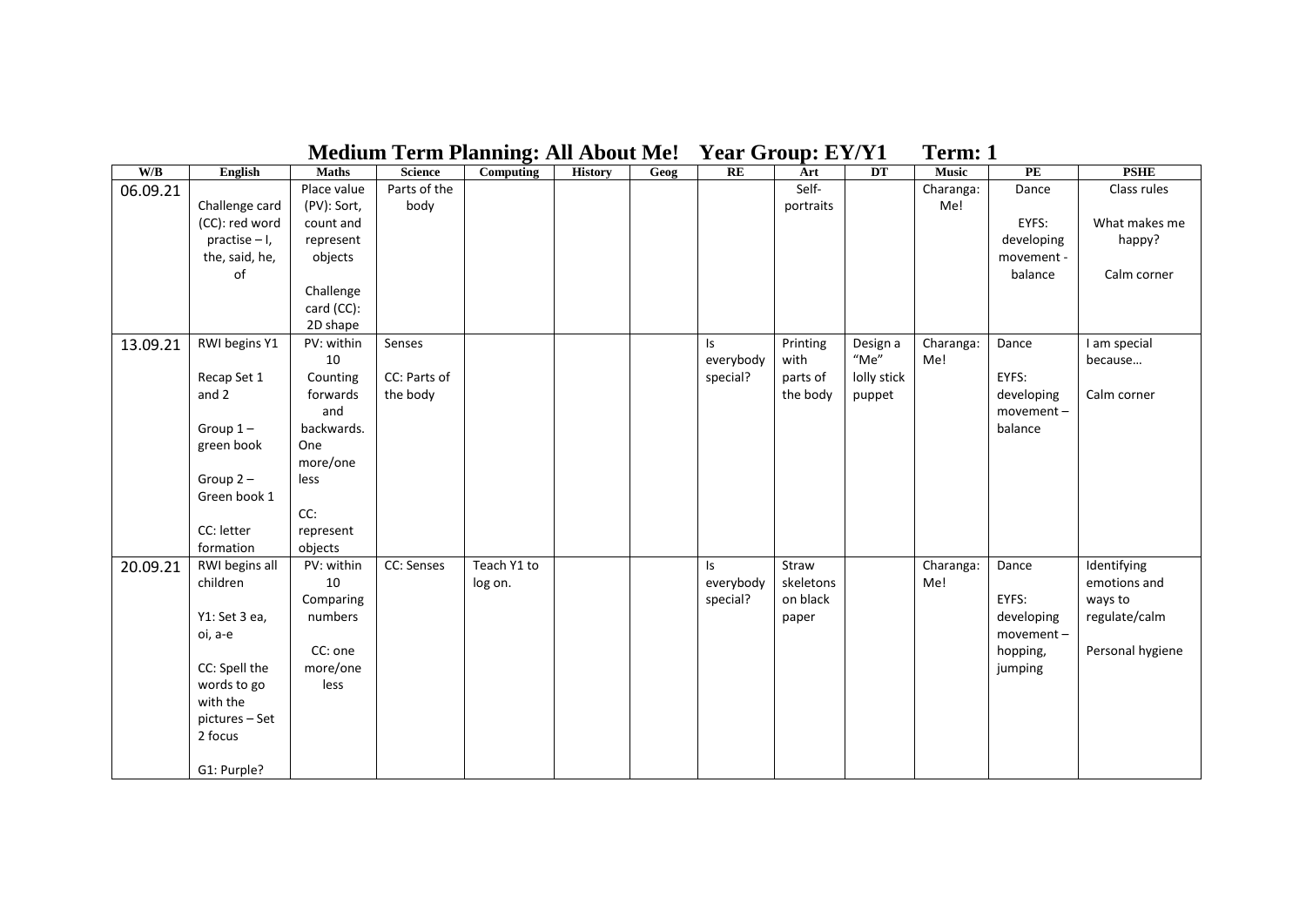# Medium Term Planning: All About Me!   Year Group: EY/Y1   Term: 1

| W/B | English | Maths | Science | Computing | History | Geog | RE | Art | DT | Music | PE | PSHE |
|---|---|---|---|---|---|---|---|---|---|---|---|---|
| 06.09.21 | Challenge card (CC): red word practise – I, the, said, he, of | Place value (PV): Sort, count and represent objects<br><br>Challenge card (CC): 2D shape | Parts of the body | | | | | Self-portraits | | Charanga: Me! | Dance<br><br>EYFS: developing movement - balance | Class rules<br><br>What makes me happy?<br><br>Calm corner |
| 13.09.21 | RWI begins Y1<br><br>Recap Set 1 and 2<br><br>Group 1 – green book<br><br>Group 2 – Green book 1<br><br>CC: letter formation | PV: within 10<br>Counting forwards and backwards. One more/one less<br><br>CC: represent objects | Senses<br><br>CC: Parts of the body | | | | Is everybody special? | Printing with parts of the body | Design a "Me" lolly stick puppet | Charanga: Me! | Dance<br><br>EYFS: developing movement – balance | I am special because…<br><br>Calm corner |
| 20.09.21 | RWI begins all children<br><br>Y1: Set 3 ea, oi, a-e<br><br>CC: Spell the words to go with the pictures – Set 2 focus<br><br>G1: Purple? | PV: within 10<br>Comparing numbers<br><br>CC: one more/one less | CC: Senses | Teach Y1 to log on. | | | Is everybody special? | Straw skeletons on black paper | | Charanga: Me! | Dance<br><br>EYFS: developing movement – hopping, jumping | Identifying emotions and ways to regulate/calm<br><br>Personal hygiene |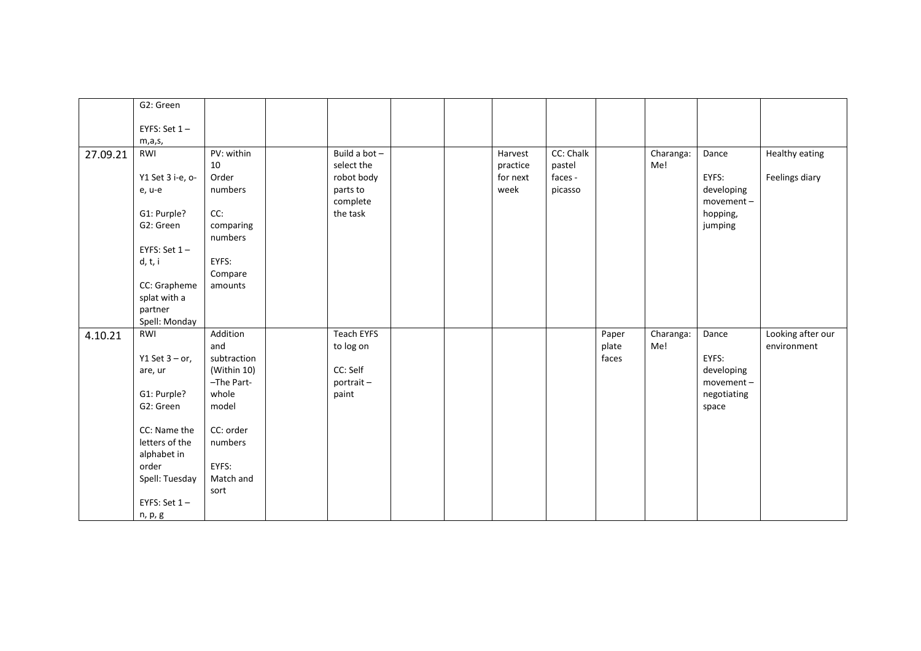|  |  |  |  |  |  |  |  |  |  |  |  |  |
|---|---|---|---|---|---|---|---|---|---|---|---|---|
|  | G2: Green<br><br>EYFS: Set 1 – m,a,s, |  |  |  |  |  |  |  |  |  |  |  |
| 27.09.21 | RWI<br><br>Y1 Set 3 i-e, o-e, u-e<br><br>G1: Purple?<br>G2: Green<br><br>EYFS: Set 1 – d, t, i<br><br>CC: Grapheme splat with a partner<br>Spell: Monday | PV: within 10<br>Order numbers<br><br>CC: comparing numbers<br><br>EYFS: Compare amounts |  | Build a bot – select the robot body parts to complete the task |  |  | Harvest practice for next week | CC: Chalk pastel faces - picasso |  | Charanga: Me! | Dance<br><br>EYFS: developing movement – hopping, jumping | Healthy eating<br><br>Feelings diary |
| 4.10.21 | RWI<br><br>Y1 Set 3 – or, are, ur<br><br>G1: Purple?<br>G2: Green<br><br>CC: Name the letters of the alphabet in order<br>Spell: Tuesday<br><br>EYFS: Set 1 – n, p, g | Addition and subtraction (Within 10) –The Part-whole model<br><br>CC: order numbers<br><br>EYFS: Match and sort |  | Teach EYFS to log on<br><br>CC: Self portrait – paint |  |  |  |  | Paper plate faces | Charanga: Me! | Dance<br><br>EYFS: developing movement – negotiating space | Looking after our environment |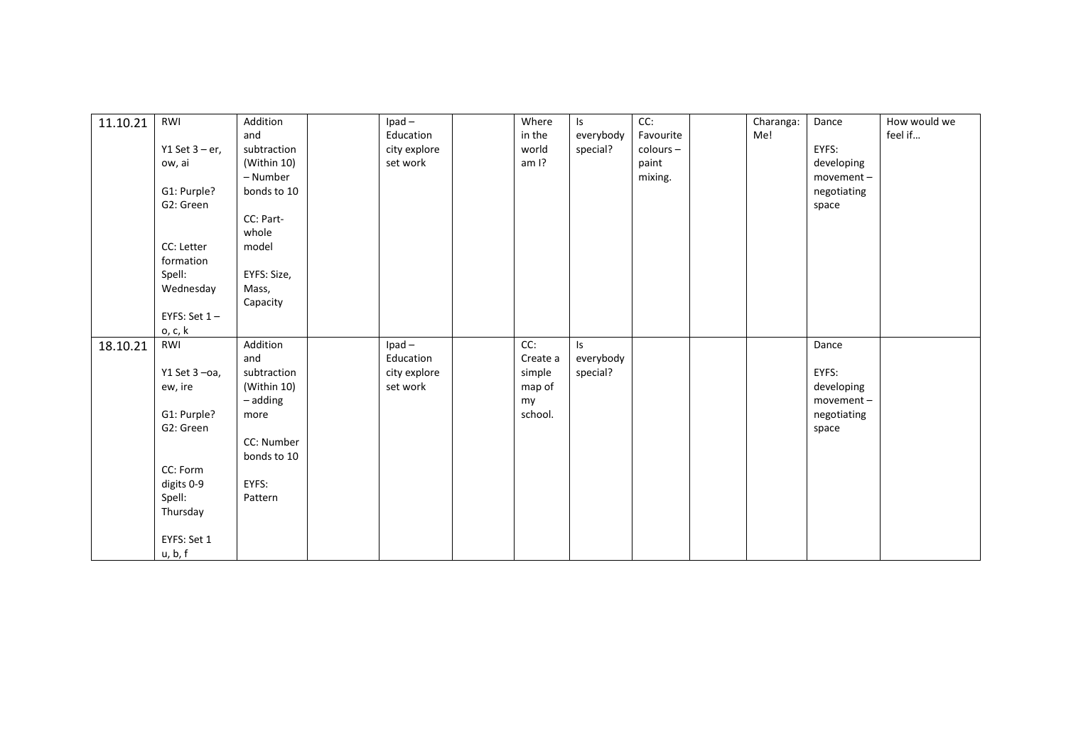| | | | | | | | | | | | | | |
|---|---|---|---|---|---|---|---|---|---|---|---|---|---|
| 11.10.21 | RWI<br><br>Y1 Set 3 – er, ow, ai<br><br>G1: Purple?<br>G2: Green<br><br>CC: Letter formation<br>Spell: Wednesday<br><br>EYFS: Set 1 – o, c, k | Addition and subtraction (Within 10) – Number bonds to 10<br><br>CC: Part-whole model<br><br>EYFS: Size, Mass, Capacity | | Ipad – Education city explore set work | | Where in the world am I? | Is everybody special? | CC: Favourite colours – paint mixing. | | Charanga: Me! | Dance<br><br>EYFS: developing movement – negotiating space | How would we feel if… |
| 18.10.21 | RWI<br><br>Y1 Set 3 –oa, ew, ire<br><br>G1: Purple?<br>G2: Green<br><br>CC: Form digits 0-9<br>Spell: Thursday<br><br>EYFS: Set 1 u, b, f | Addition and subtraction (Within 10) – adding more<br><br>CC: Number bonds to 10<br><br>EYFS: Pattern | | Ipad – Education city explore set work | | CC: Create a simple map of my school. | Is everybody special? | | | | Dance<br><br>EYFS: developing movement – negotiating space | |